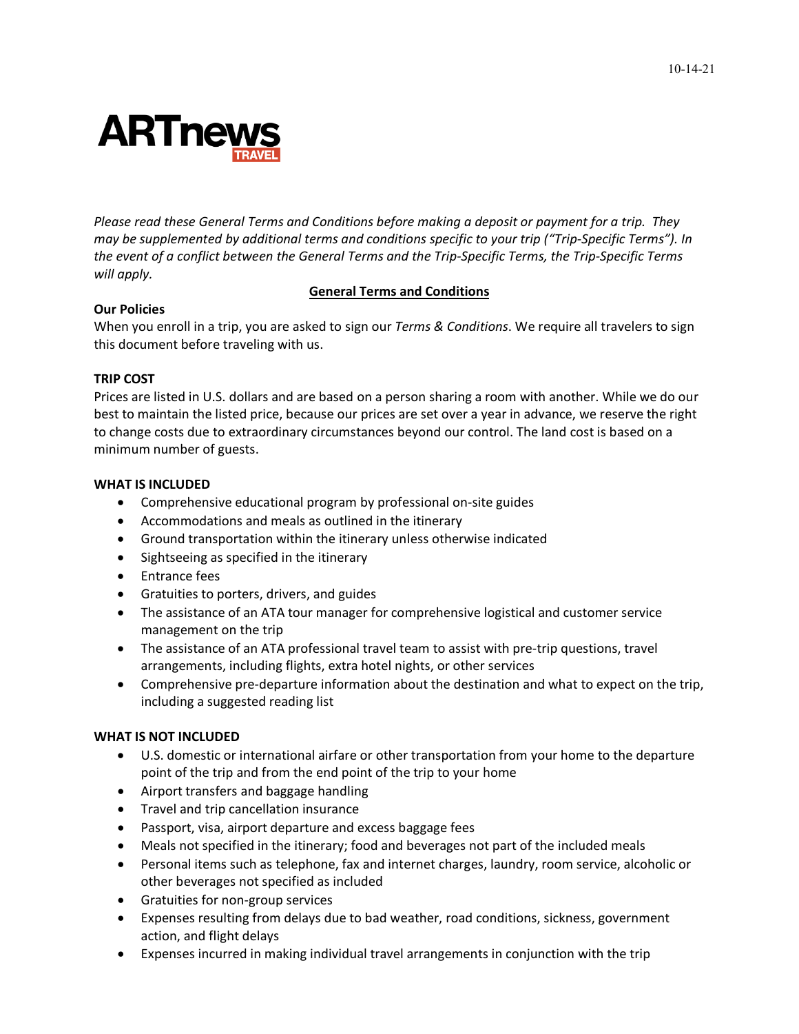10-14-21

ARTnews TRAVEL

*Please read these General Terms and Conditions before making a deposit or payment for a trip. They may be supplemented by additional terms and conditions specific to your trip ("Trip-Specific Terms"). In the event of a conflict between the General Terms and the Trip-Specific Terms, the Trip-Specific Terms will apply.*

# General Terms and Conditions

**Our Policies**

When you enroll in a trip, you are asked to sign our *Terms & Conditions*. We require all travelers to sign this document before traveling with us.

**TRIP COST**

Prices are listed in U.S. dollars and are based on a person sharing a room with another. While we do our best to maintain the listed price, because our prices are set over a year in advance, we reserve the right to change costs due to extraordinary circumstances beyond our control. The land cost is based on a minimum number of guests.

**WHAT IS INCLUDED**

- Comprehensive educational program by professional on-site guides
- Accommodations and meals as outlined in the itinerary
- Ground transportation within the itinerary unless otherwise indicated
- Sightseeing as specified in the itinerary
- Entrance fees
- Gratuities to porters, drivers, and guides
- The assistance of an ATA tour manager for comprehensive logistical and customer service management on the trip
- The assistance of an ATA professional travel team to assist with pre-trip questions, travel arrangements, including flights, extra hotel nights, or other services
- Comprehensive pre-departure information about the destination and what to expect on the trip, including a suggested reading list

**WHAT IS NOT INCLUDED**

- U.S. domestic or international airfare or other transportation from your home to the departure point of the trip and from the end point of the trip to your home
- Airport transfers and baggage handling
- Travel and trip cancellation insurance
- Passport, visa, airport departure and excess baggage fees
- Meals not specified in the itinerary; food and beverages not part of the included meals
- Personal items such as telephone, fax and internet charges, laundry, room service, alcoholic or other beverages not specified as included
- Gratuities for non-group services
- Expenses resulting from delays due to bad weather, road conditions, sickness, government action, and flight delays
- Expenses incurred in making individual travel arrangements in conjunction with the trip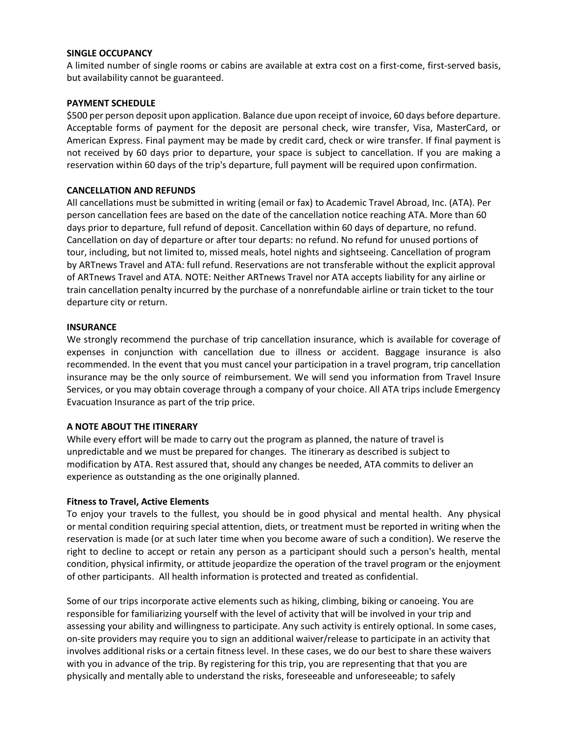**SINGLE OCCUPANCY**

A limited number of single rooms or cabins are available at extra cost on a first-come, first-served basis, but availability cannot be guaranteed.

**PAYMENT SCHEDULE**

$500 per person deposit upon application. Balance due upon receipt of invoice, 60 days before departure. Acceptable forms of payment for the deposit are personal check, wire transfer, Visa, MasterCard, or American Express. Final payment may be made by credit card, check or wire transfer. If final payment is not received by 60 days prior to departure, your space is subject to cancellation. If you are making a reservation within 60 days of the trip's departure, full payment will be required upon confirmation.

**CANCELLATION AND REFUNDS**

All cancellations must be submitted in writing (email or fax) to Academic Travel Abroad, Inc. (ATA). Per person cancellation fees are based on the date of the cancellation notice reaching ATA. More than 60 days prior to departure, full refund of deposit. Cancellation within 60 days of departure, no refund. Cancellation on day of departure or after tour departs: no refund. No refund for unused portions of tour, including, but not limited to, missed meals, hotel nights and sightseeing. Cancellation of program by ARTnews Travel and ATA: full refund. Reservations are not transferable without the explicit approval of ARTnews Travel and ATA. NOTE: Neither ARTnews Travel nor ATA accepts liability for any airline or train cancellation penalty incurred by the purchase of a nonrefundable airline or train ticket to the tour departure city or return.

**INSURANCE**

We strongly recommend the purchase of trip cancellation insurance, which is available for coverage of expenses in conjunction with cancellation due to illness or accident. Baggage insurance is also recommended. In the event that you must cancel your participation in a travel program, trip cancellation insurance may be the only source of reimbursement. We will send you information from Travel Insure Services, or you may obtain coverage through a company of your choice. All ATA trips include Emergency Evacuation Insurance as part of the trip price.

**A NOTE ABOUT THE ITINERARY**

While every effort will be made to carry out the program as planned, the nature of travel is unpredictable and we must be prepared for changes. The itinerary as described is subject to modification by ATA. Rest assured that, should any changes be needed, ATA commits to deliver an experience as outstanding as the one originally planned.

**Fitness to Travel, Active Elements**

To enjoy your travels to the fullest, you should be in good physical and mental health. Any physical or mental condition requiring special attention, diets, or treatment must be reported in writing when the reservation is made (or at such later time when you become aware of such a condition). We reserve the right to decline to accept or retain any person as a participant should such a person's health, mental condition, physical infirmity, or attitude jeopardize the operation of the travel program or the enjoyment of other participants. All health information is protected and treated as confidential.

Some of our trips incorporate active elements such as hiking, climbing, biking or canoeing. You are responsible for familiarizing yourself with the level of activity that will be involved in your trip and assessing your ability and willingness to participate. Any such activity is entirely optional. In some cases, on-site providers may require you to sign an additional waiver/release to participate in an activity that involves additional risks or a certain fitness level. In these cases, we do our best to share these waivers with you in advance of the trip. By registering for this trip, you are representing that that you are physically and mentally able to understand the risks, foreseeable and unforeseeable; to safely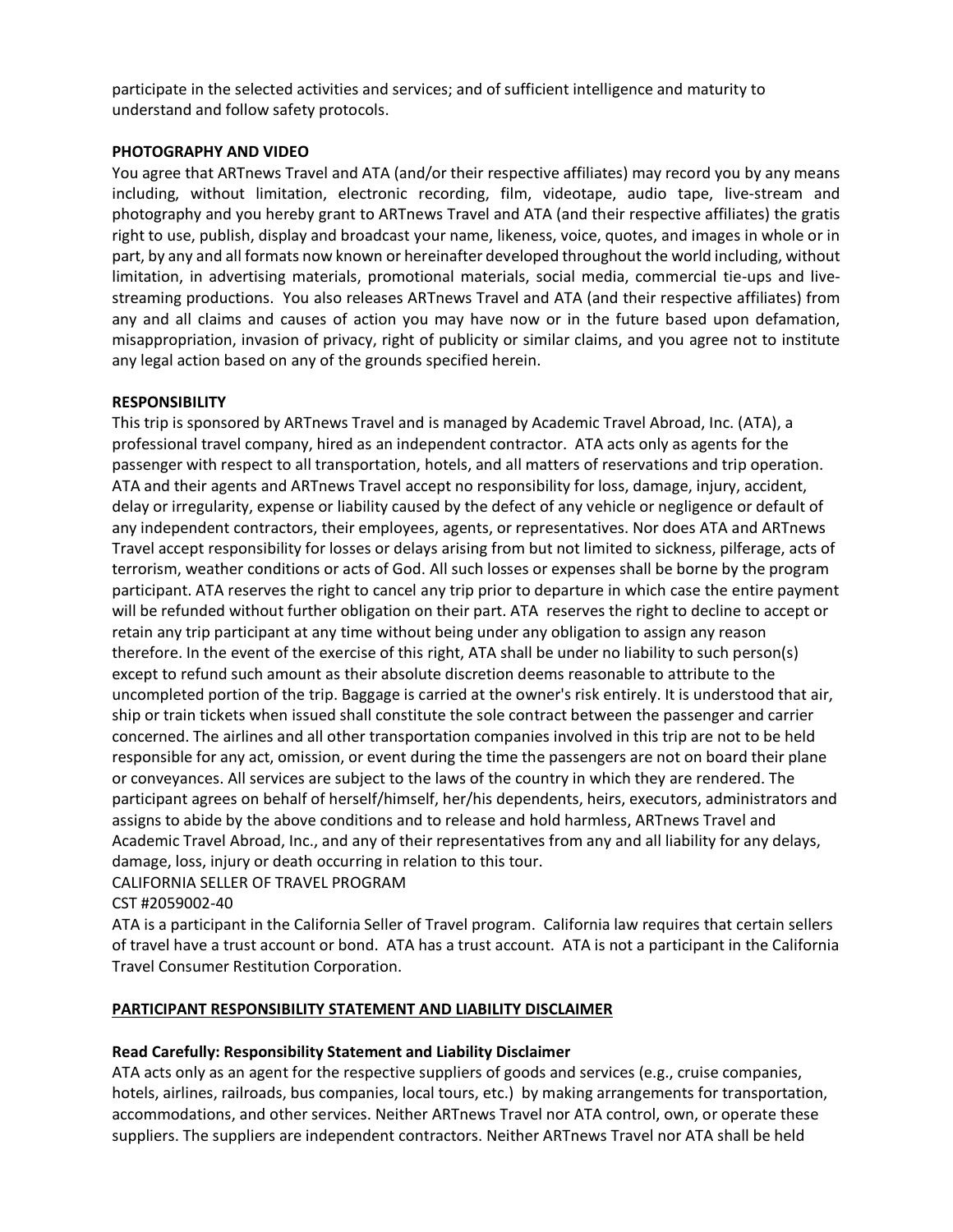participate in the selected activities and services; and of sufficient intelligence and maturity to understand and follow safety protocols.

**PHOTOGRAPHY AND VIDEO**

You agree that ARTnews Travel and ATA (and/or their respective affiliates) may record you by any means including, without limitation, electronic recording, film, videotape, audio tape, live-stream and photography and you hereby grant to ARTnews Travel and ATA (and their respective affiliates) the gratis right to use, publish, display and broadcast your name, likeness, voice, quotes, and images in whole or in part, by any and all formats now known or hereinafter developed throughout the world including, without limitation, in advertising materials, promotional materials, social media, commercial tie-ups and live-streaming productions. You also releases ARTnews Travel and ATA (and their respective affiliates) from any and all claims and causes of action you may have now or in the future based upon defamation, misappropriation, invasion of privacy, right of publicity or similar claims, and you agree not to institute any legal action based on any of the grounds specified herein.

**RESPONSIBILITY**

This trip is sponsored by ARTnews Travel and is managed by Academic Travel Abroad, Inc. (ATA), a professional travel company, hired as an independent contractor. ATA acts only as agents for the passenger with respect to all transportation, hotels, and all matters of reservations and trip operation. ATA and their agents and ARTnews Travel accept no responsibility for loss, damage, injury, accident, delay or irregularity, expense or liability caused by the defect of any vehicle or negligence or default of any independent contractors, their employees, agents, or representatives. Nor does ATA and ARTnews Travel accept responsibility for losses or delays arising from but not limited to sickness, pilferage, acts of terrorism, weather conditions or acts of God. All such losses or expenses shall be borne by the program participant. ATA reserves the right to cancel any trip prior to departure in which case the entire payment will be refunded without further obligation on their part. ATA reserves the right to decline to accept or retain any trip participant at any time without being under any obligation to assign any reason therefore. In the event of the exercise of this right, ATA shall be under no liability to such person(s) except to refund such amount as their absolute discretion deems reasonable to attribute to the uncompleted portion of the trip. Baggage is carried at the owner's risk entirely. It is understood that air, ship or train tickets when issued shall constitute the sole contract between the passenger and carrier concerned. The airlines and all other transportation companies involved in this trip are not to be held responsible for any act, omission, or event during the time the passengers are not on board their plane or conveyances. All services are subject to the laws of the country in which they are rendered. The participant agrees on behalf of herself/himself, her/his dependents, heirs, executors, administrators and assigns to abide by the above conditions and to release and hold harmless, ARTnews Travel and Academic Travel Abroad, Inc., and any of their representatives from any and all liability for any delays, damage, loss, injury or death occurring in relation to this tour.

CALIFORNIA SELLER OF TRAVEL PROGRAM

CST #2059002-40

ATA is a participant in the California Seller of Travel program. California law requires that certain sellers of travel have a trust account or bond. ATA has a trust account. ATA is not a participant in the California Travel Consumer Restitution Corporation.

**PARTICIPANT RESPONSIBILITY STATEMENT AND LIABILITY DISCLAIMER**

**Read Carefully: Responsibility Statement and Liability Disclaimer**

ATA acts only as an agent for the respective suppliers of goods and services (e.g., cruise companies, hotels, airlines, railroads, bus companies, local tours, etc.) by making arrangements for transportation, accommodations, and other services. Neither ARTnews Travel nor ATA control, own, or operate these suppliers. The suppliers are independent contractors. Neither ARTnews Travel nor ATA shall be held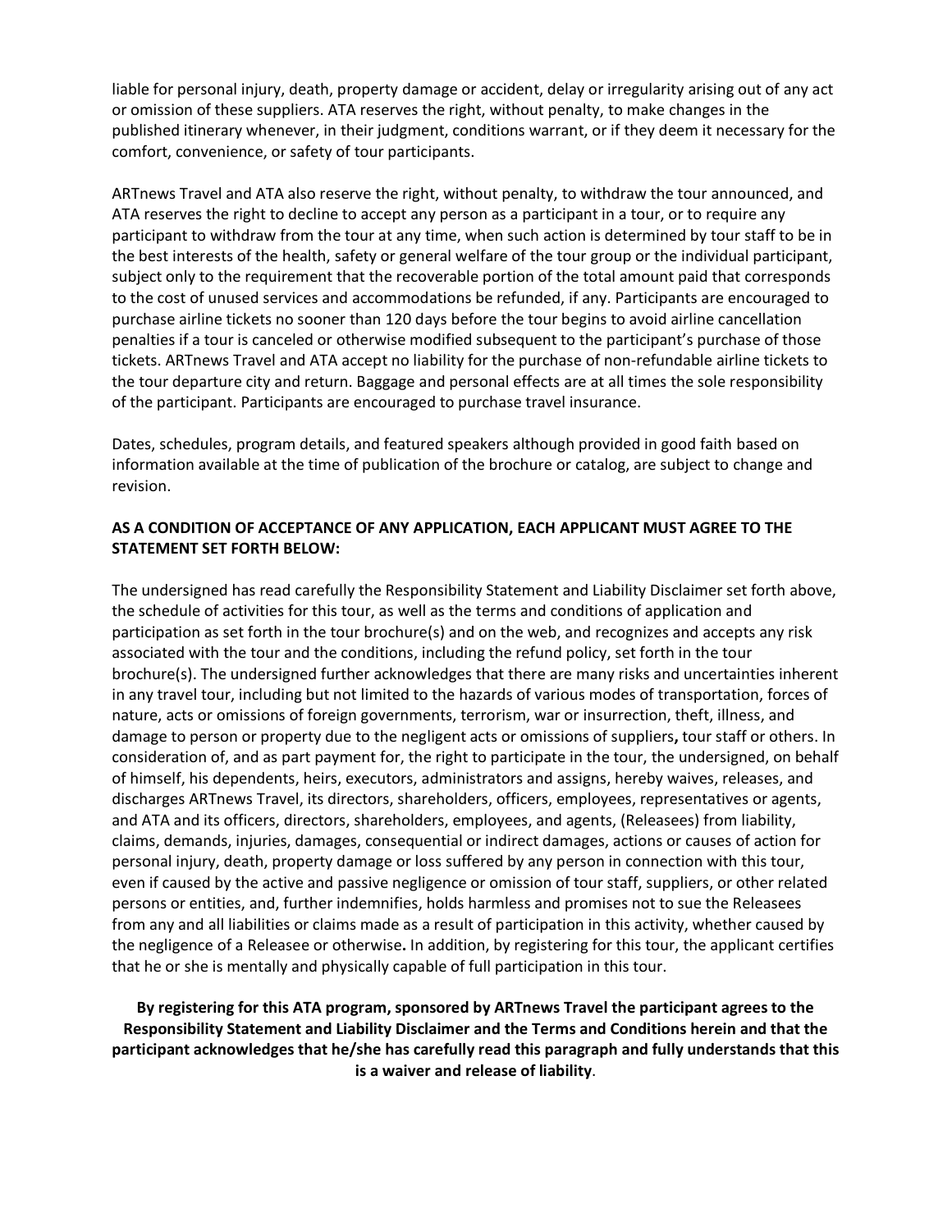liable for personal injury, death, property damage or accident, delay or irregularity arising out of any act or omission of these suppliers. ATA reserves the right, without penalty, to make changes in the published itinerary whenever, in their judgment, conditions warrant, or if they deem it necessary for the comfort, convenience, or safety of tour participants.

ARTnews Travel and ATA also reserve the right, without penalty, to withdraw the tour announced, and ATA reserves the right to decline to accept any person as a participant in a tour, or to require any participant to withdraw from the tour at any time, when such action is determined by tour staff to be in the best interests of the health, safety or general welfare of the tour group or the individual participant, subject only to the requirement that the recoverable portion of the total amount paid that corresponds to the cost of unused services and accommodations be refunded, if any. Participants are encouraged to purchase airline tickets no sooner than 120 days before the tour begins to avoid airline cancellation penalties if a tour is canceled or otherwise modified subsequent to the participant's purchase of those tickets. ARTnews Travel and ATA accept no liability for the purchase of non-refundable airline tickets to the tour departure city and return. Baggage and personal effects are at all times the sole responsibility of the participant. Participants are encouraged to purchase travel insurance.

Dates, schedules, program details, and featured speakers although provided in good faith based on information available at the time of publication of the brochure or catalog, are subject to change and revision.

**AS A CONDITION OF ACCEPTANCE OF ANY APPLICATION, EACH APPLICANT MUST AGREE TO THE STATEMENT SET FORTH BELOW:**

The undersigned has read carefully the Responsibility Statement and Liability Disclaimer set forth above, the schedule of activities for this tour, as well as the terms and conditions of application and participation as set forth in the tour brochure(s) and on the web, and recognizes and accepts any risk associated with the tour and the conditions, including the refund policy, set forth in the tour brochure(s). The undersigned further acknowledges that there are many risks and uncertainties inherent in any travel tour, including but not limited to the hazards of various modes of transportation, forces of nature, acts or omissions of foreign governments, terrorism, war or insurrection, theft, illness, and damage to person or property due to the negligent acts or omissions of suppliers**,** tour staff or others. In consideration of, and as part payment for, the right to participate in the tour, the undersigned, on behalf of himself, his dependents, heirs, executors, administrators and assigns, hereby waives, releases, and discharges ARTnews Travel, its directors, shareholders, officers, employees, representatives or agents, and ATA and its officers, directors, shareholders, employees, and agents, (Releasees) from liability, claims, demands, injuries, damages, consequential or indirect damages, actions or causes of action for personal injury, death, property damage or loss suffered by any person in connection with this tour, even if caused by the active and passive negligence or omission of tour staff, suppliers, or other related persons or entities, and, further indemnifies, holds harmless and promises not to sue the Releasees from any and all liabilities or claims made as a result of participation in this activity, whether caused by the negligence of a Releasee or otherwise**.** In addition, by registering for this tour, the applicant certifies that he or she is mentally and physically capable of full participation in this tour.

**By registering for this ATA program, sponsored by ARTnews Travel the participant agrees to the Responsibility Statement and Liability Disclaimer and the Terms and Conditions herein and that the participant acknowledges that he/she has carefully read this paragraph and fully understands that this is a waiver and release of liability**.